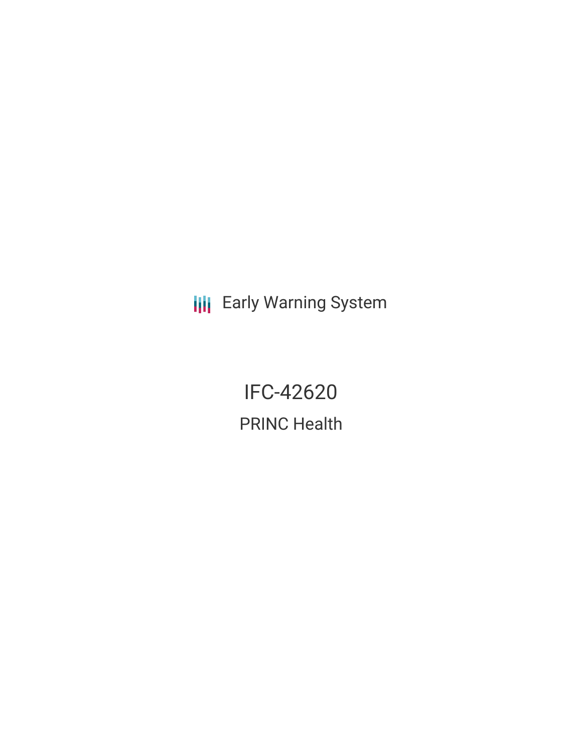Early Warning System

# IFC-42620

## PRINC Health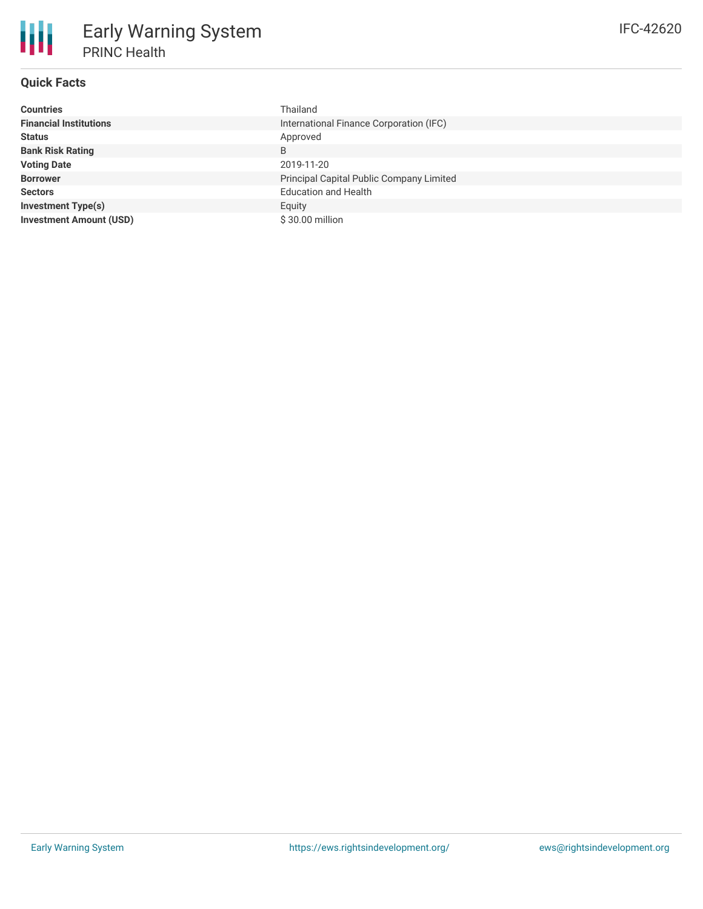# Early Warning System

## PRINC Health

IFC-42620

### Quick Facts

| | |
|---|---|
| **Countries** | Thailand |
| **Financial Institutions** | International Finance Corporation (IFC) |
| **Status** | Approved |
| **Bank Risk Rating** | B |
| **Voting Date** | 2019-11-20 |
| **Borrower** | Principal Capital Public Company Limited |
| **Sectors** | Education and Health |
| **Investment Type(s)** | Equity |
| **Investment Amount (USD)** | $ 30.00 million |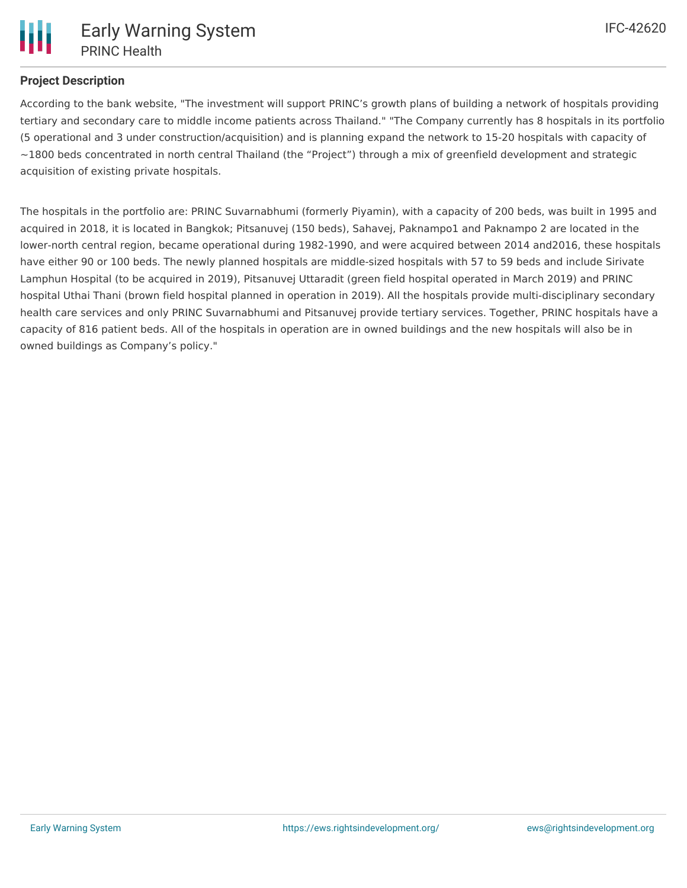**Project Description**

According to the bank website, "The investment will support PRINC's growth plans of building a network of hospitals providing tertiary and secondary care to middle income patients across Thailand." "The Company currently has 8 hospitals in its portfolio (5 operational and 3 under construction/acquisition) and is planning expand the network to 15-20 hospitals with capacity of ~1800 beds concentrated in north central Thailand (the "Project") through a mix of greenfield development and strategic acquisition of existing private hospitals.

The hospitals in the portfolio are: PRINC Suvarnabhumi (formerly Piyamin), with a capacity of 200 beds, was built in 1995 and acquired in 2018, it is located in Bangkok; Pitsanuvej (150 beds), Sahavej, Paknampo1 and Paknampo 2 are located in the lower-north central region, became operational during 1982-1990, and were acquired between 2014 and2016, these hospitals have either 90 or 100 beds. The newly planned hospitals are middle-sized hospitals with 57 to 59 beds and include Sirivate Lamphun Hospital (to be acquired in 2019), Pitsanuvej Uttaradit (green field hospital operated in March 2019) and PRINC hospital Uthai Thani (brown field hospital planned in operation in 2019). All the hospitals provide multi-disciplinary secondary health care services and only PRINC Suvarnabhumi and Pitsanuvej provide tertiary services. Together, PRINC hospitals have a capacity of 816 patient beds. All of the hospitals in operation are in owned buildings and the new hospitals will also be in owned buildings as Company's policy."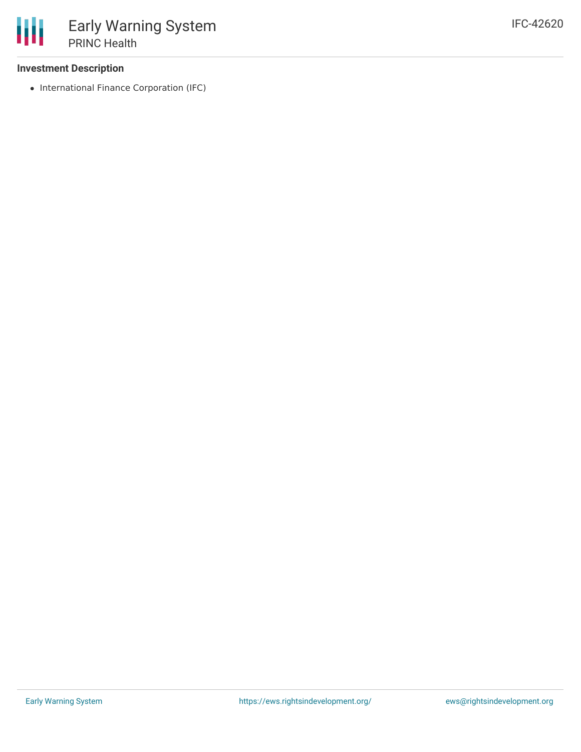### Investment Description

- International Finance Corporation (IFC)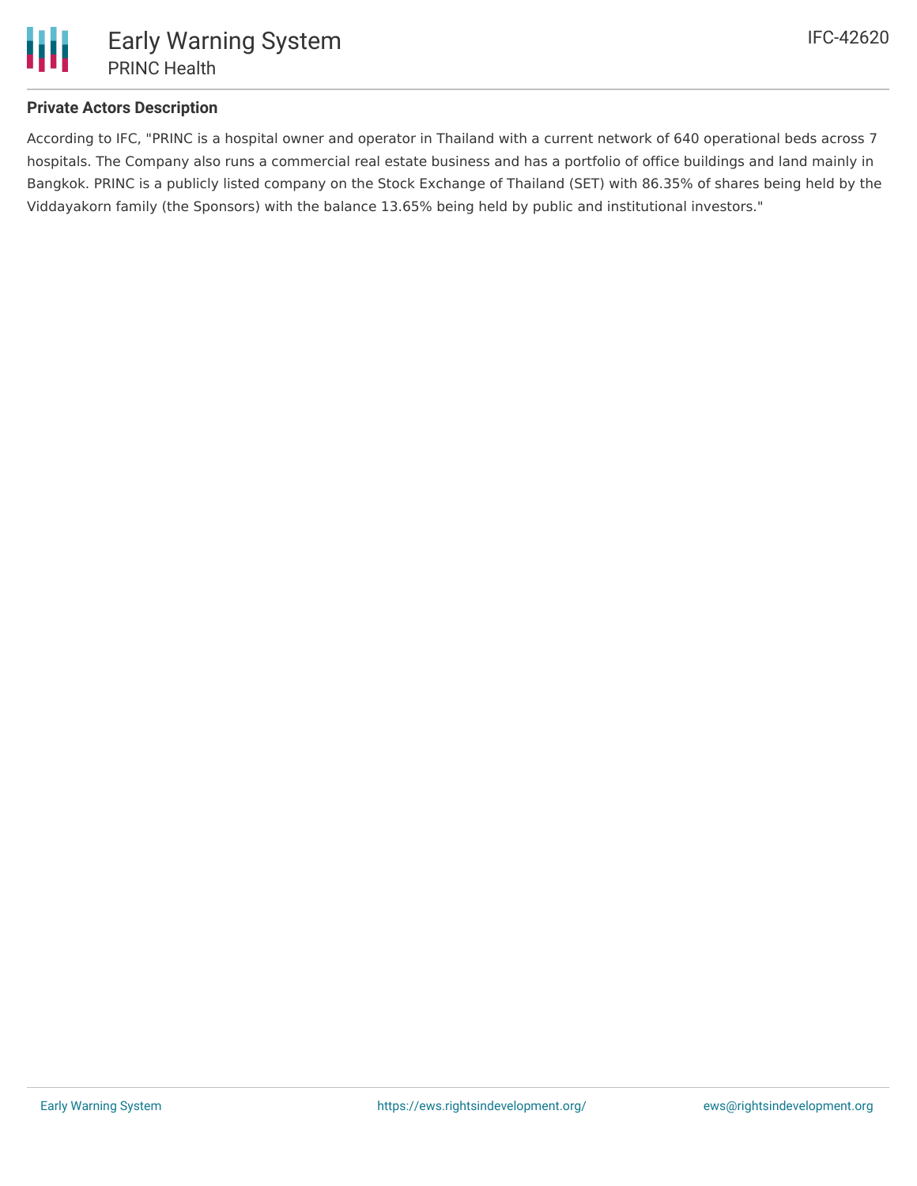**Private Actors Description**

According to IFC, "PRINC is a hospital owner and operator in Thailand with a current network of 640 operational beds across 7 hospitals. The Company also runs a commercial real estate business and has a portfolio of office buildings and land mainly in Bangkok. PRINC is a publicly listed company on the Stock Exchange of Thailand (SET) with 86.35% of shares being held by the Viddayakorn family (the Sponsors) with the balance 13.65% being held by public and institutional investors."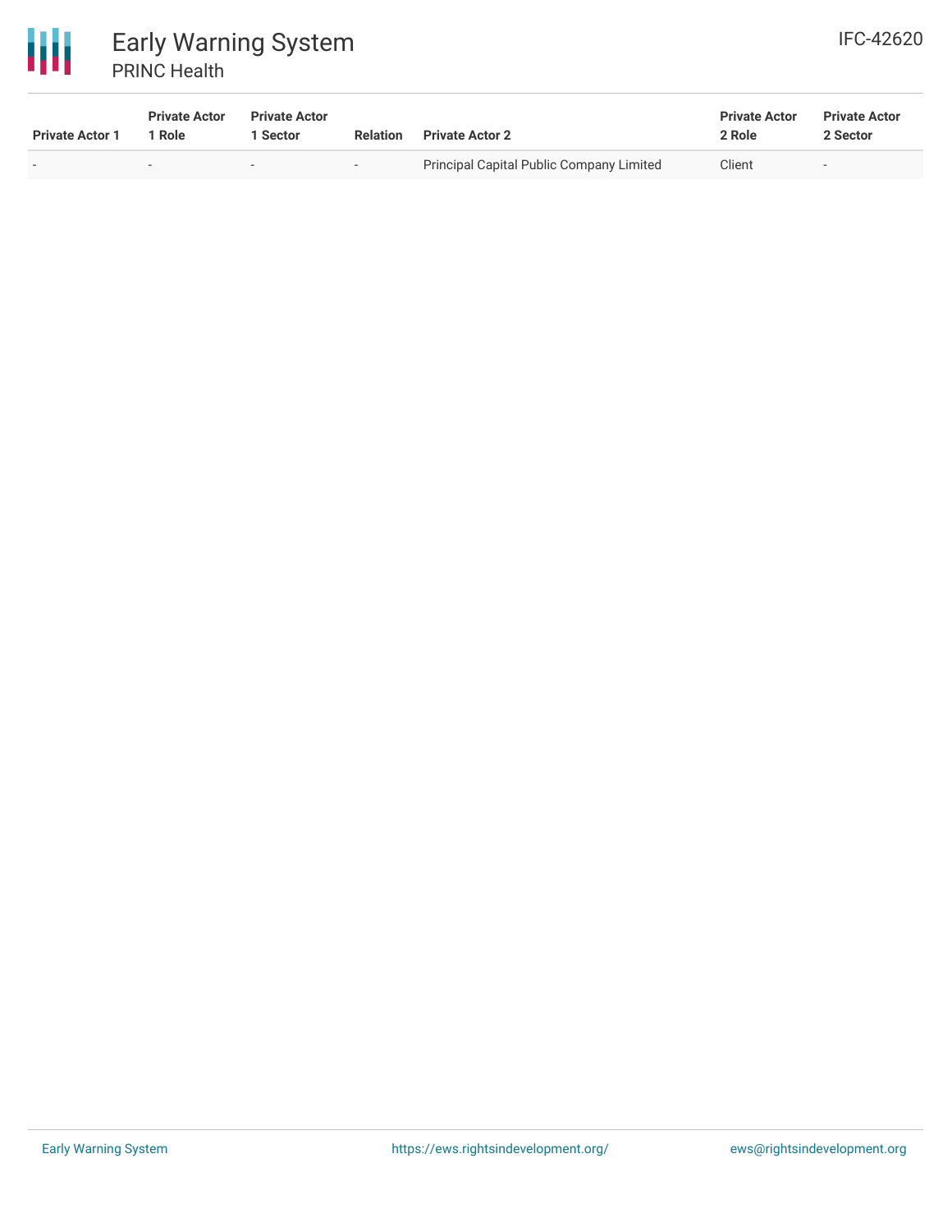| Private Actor 1 | Private Actor 1 Role | Private Actor 1 Sector | Relation | Private Actor 2 | Private Actor 2 Role | Private Actor 2 Sector |
|---|---|---|---|---|---|---|
| - | - | - | - | Principal Capital Public Company Limited | Client | - |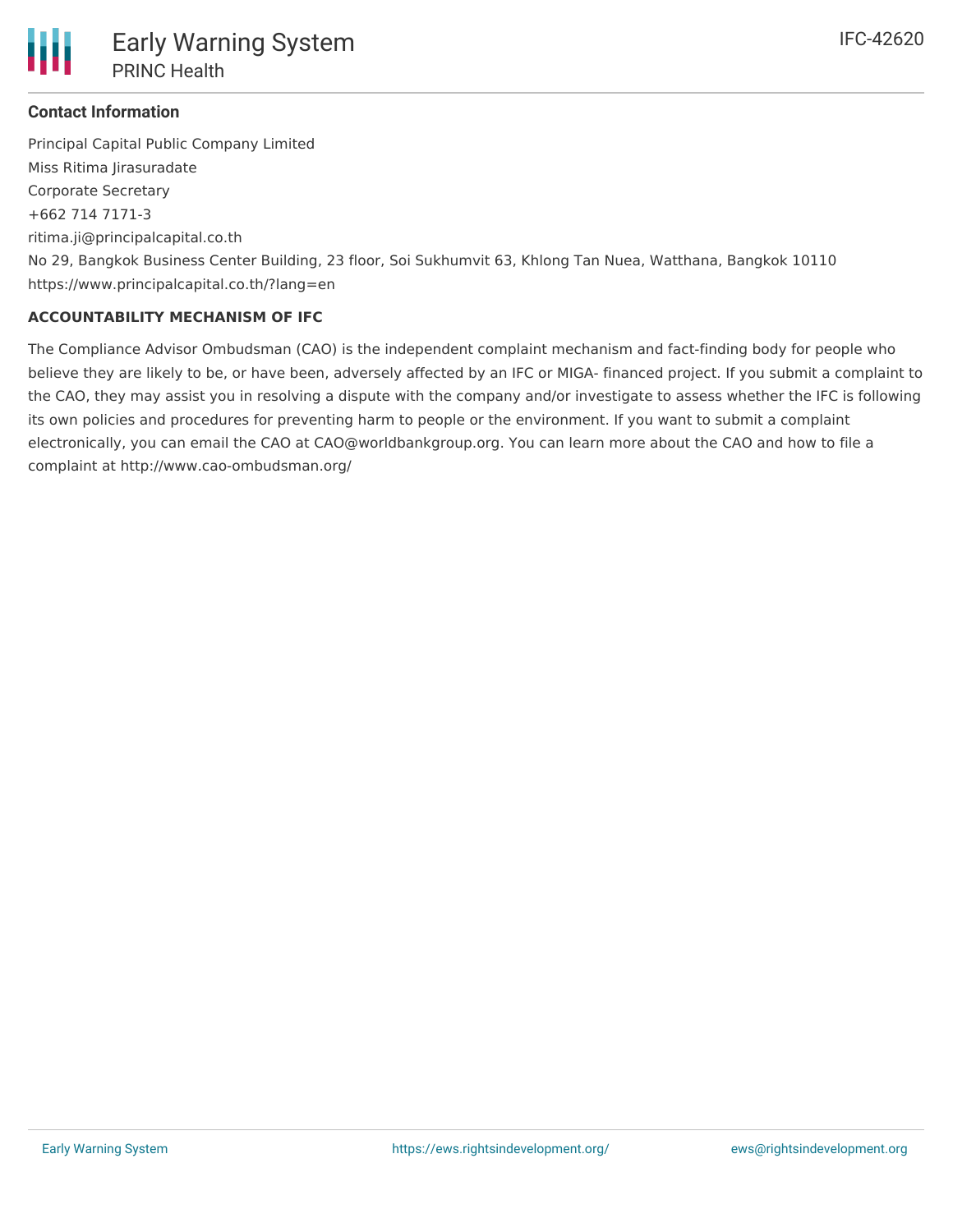**Contact Information**

Principal Capital Public Company Limited
Miss Ritima Jirasuradate
Corporate Secretary
+662 714 7171-3
ritima.ji@principalcapital.co.th
No 29, Bangkok Business Center Building, 23 floor, Soi Sukhumvit 63, Khlong Tan Nuea, Watthana, Bangkok 10110
https://www.principalcapital.co.th/?lang=en

**ACCOUNTABILITY MECHANISM OF IFC**

The Compliance Advisor Ombudsman (CAO) is the independent complaint mechanism and fact-finding body for people who believe they are likely to be, or have been, adversely affected by an IFC or MIGA- financed project. If you submit a complaint to the CAO, they may assist you in resolving a dispute with the company and/or investigate to assess whether the IFC is following its own policies and procedures for preventing harm to people or the environment. If you want to submit a complaint electronically, you can email the CAO at CAO@worldbankgroup.org. You can learn more about the CAO and how to file a complaint at http://www.cao-ombudsman.org/